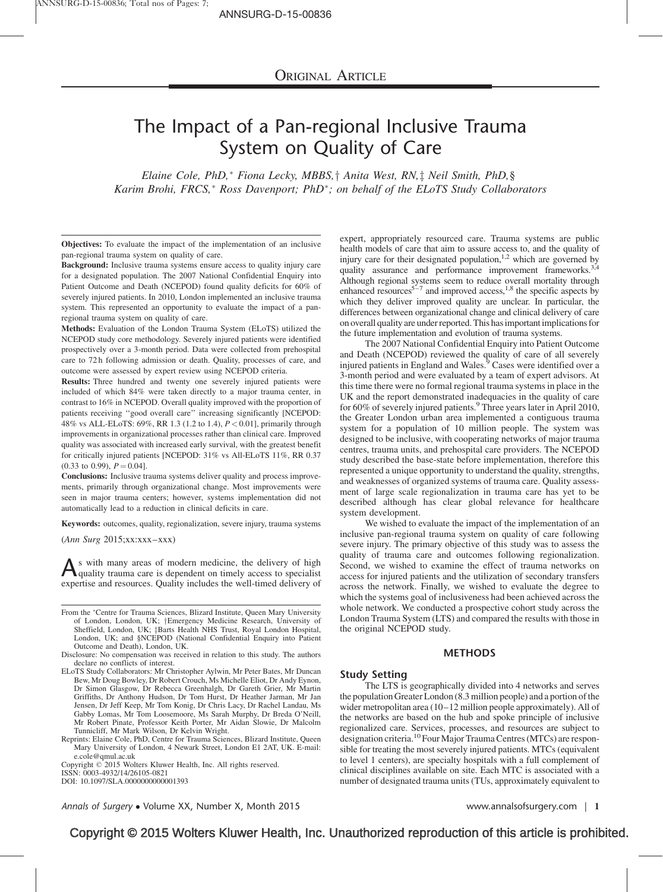ORIGINAL ARTICLE

# The Impact of a Pan-regional Inclusive Trauma System on Quality of Care

*Elaine Cole, PhD,\* Fiona Lecky, MBBS,† Anita West, RN,‡ Neil Smith, PhD,§ Karim Brohi, FRCS,\* Ross Davenport; PhD\*; on behalf of the ELoTS Study Collaborators*

**Objectives:** To evaluate the impact of the implementation of an inclusive pan-regional trauma system on quality of care.

**Background:** Inclusive trauma systems ensure access to quality injury care for a designated population. The 2007 National Confidential Enquiry into Patient Outcome and Death (NCEPOD) found quality deficits for 60% of severely injured patients. In 2010, London implemented an inclusive trauma system. This represented an opportunity to evaluate the impact of a pan-regional trauma system on quality of care.

**Methods:** Evaluation of the London Trauma System (ELoTS) utilized the NCEPOD study core methodology. Severely injured patients were identified prospectively over a 3-month period. Data were collected from prehospital care to 72 h following admission or death. Quality, processes of care, and outcome were assessed by expert review using NCEPOD criteria.

**Results:** Three hundred and twenty one severely injured patients were included of which 84% were taken directly to a major trauma center, in contrast to 16% in NCEPOD. Overall quality improved with the proportion of patients receiving "good overall care" increasing significantly [NCEPOD: 48% vs ALL-ELoTS: 69%, RR 1.3 (1.2 to 1.4), $P < 0.01$], primarily through improvements in organizational processes rather than clinical care. Improved quality was associated with increased early survival, with the greatest benefit for critically injured patients [NCEPOD: 31% vs All-ELoTS 11%, RR 0.37 (0.33 to 0.99), $P = 0.04$].

**Conclusions:** Inclusive trauma systems deliver quality and process improvements, primarily through organizational change. Most improvements were seen in major trauma centers; however, systems implementation did not automatically lead to a reduction in clinical deficits in care.

**Keywords:** outcomes, quality, regionalization, severe injury, trauma systems

(*Ann Surg* 2015;xx:xxx–xxx)

As with many areas of modern medicine, the delivery of high quality trauma care is dependent on timely access to specialist expertise and resources. Quality includes the well-timed delivery of expert, appropriately resourced care. Trauma systems are public health models of care that aim to assure access to, and the quality of injury care for their designated population,[1,2] which are governed by quality assurance and performance improvement frameworks.[3,4] Although regional systems seem to reduce overall mortality through enhanced resources[5–7] and improved access,[1,8] the specific aspects by which they deliver improved quality are unclear. In particular, the differences between organizational change and clinical delivery of care on overall quality are under reported. This has important implications for the future implementation and evolution of trauma systems.

The 2007 National Confidential Enquiry into Patient Outcome and Death (NCEPOD) reviewed the quality of care of all severely injured patients in England and Wales.[9] Cases were identified over a 3-month period and were evaluated by a team of expert advisors. At this time there were no formal regional trauma systems in place in the UK and the report demonstrated inadequacies in the quality of care for 60% of severely injured patients.[9] Three years later in April 2010, the Greater London urban area implemented a contiguous trauma system for a population of 10 million people. The system was designed to be inclusive, with cooperating networks of major trauma centres, trauma units, and prehospital care providers. The NCEPOD study described the base-state before implementation, therefore this represented a unique opportunity to understand the quality, strengths, and weaknesses of organized systems of trauma care. Quality assessment of large scale regionalization in trauma care has yet to be described although has clear global relevance for healthcare system development.

We wished to evaluate the impact of the implementation of an inclusive pan-regional trauma system on quality of care following severe injury. The primary objective of this study was to assess the quality of trauma care and outcomes following regionalization. Second, we wished to examine the effect of trauma networks on access for injured patients and the utilization of secondary transfers across the network. Finally, we wished to evaluate the degree to which the systems goal of inclusiveness had been achieved across the whole network. We conducted a prospective cohort study across the London Trauma System (LTS) and compared the results with those in the original NCEPOD study.

## METHODS

### Study Setting

The LTS is geographically divided into 4 networks and serves the population Greater London (8.3 million people) and a portion of the wider metropolitan area (10–12 million people approximately). All of the networks are based on the hub and spoke principle of inclusive regionalized care. Services, processes, and resources are subject to designation criteria.[10] Four Major Trauma Centres (MTCs) are responsible for treating the most severely injured patients. MTCs (equivalent to level 1 centers), are specialty hospitals with a full complement of clinical disciplines available on site. Each MTC is associated with a number of designated trauma units (TUs, approximately equivalent to

From the \*Centre for Trauma Sciences, Blizard Institute, Queen Mary University of London, London, UK; †Emergency Medicine Research, University of Sheffield, London, UK; ‡Barts Health NHS Trust, Royal London Hospital, London, UK; and §NCEPOD (National Confidential Enquiry into Patient Outcome and Death), London, UK.

Disclosure: No compensation was received in relation to this study. The authors declare no conflicts of interest.

ELoTS Study Collaborators: Mr Christopher Aylwin, Mr Peter Bates, Mr Duncan Bew, Mr Doug Bowley, Dr Robert Crouch, Ms Michelle Eliot, Dr Andy Eynon, Dr Simon Glasgow, Dr Rebecca Greenhalgh, Dr Gareth Grier, Mr Martin Griffiths, Dr Anthony Hudson, Dr Tom Hurst, Dr Heather Jarman, Mr Jan Jensen, Dr Jeff Keep, Mr Tom Konig, Dr Chris Lacy, Dr Rachel Landau, Ms Gabby Lomas, Mr Tom Loosemoore, Ms Sarah Murphy, Dr Breda O'Neill, Mr Robert Pinate, Professor Keith Porter, Mr Aidan Slowie, Dr Malcolm Tunnicliff, Mr Mark Wilson, Dr Kelvin Wright.

Reprints: Elaine Cole, PhD, Centre for Trauma Sciences, Blizard Institute, Queen Mary University of London, 4 Newark Street, London E1 2AT, UK. E-mail: e.cole@qmul.ac.uk

Copyright © 2015 Wolters Kluwer Health, Inc. All rights reserved.

ISSN: 0003-4932/14/26105-0821

DOI: 10.1097/SLA.0000000000001393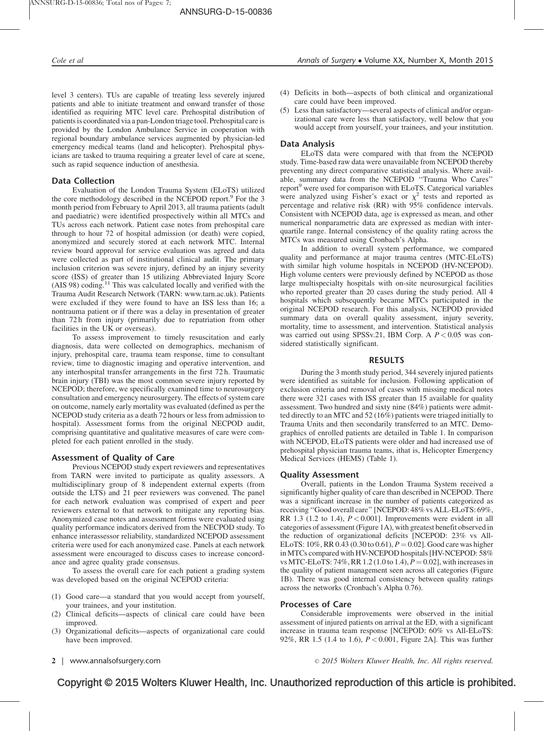level 3 centers). TUs are capable of treating less severely injured patients and able to initiate treatment and onward transfer of those identified as requiring MTC level care. Prehospital distribution of patients is coordinated via a pan-London triage tool. Prehospital care is provided by the London Ambulance Service in cooperation with regional boundary ambulance services augmented by physician-led emergency medical teams (land and helicopter). Prehospital physicians are tasked to trauma requiring a greater level of care at scene, such as rapid sequence induction of anesthesia.

### Data Collection

Evaluation of the London Trauma System (ELoTS) utilized the core methodology described in the NCEPOD report.[9] For the 3 month period from February to April 2013, all trauma patients (adult and paediatric) were identified prospectively within all MTCs and TUs across each network. Patient case notes from prehospital care through to hour 72 of hospital admission (or death) were copied, anonymized and securely stored at each network MTC. Internal review board approval for service evaluation was agreed and data were collected as part of institutional clinical audit. The primary inclusion criterion was severe injury, defined by an injury severity score (ISS) of greater than 15 utilizing Abbreviated Injury Score (AIS 98) coding.[11] This was calculated locally and verified with the Trauma Audit Research Network (TARN: www.tarn.ac.uk). Patients were excluded if they were found to have an ISS less than 16; a nontrauma patient or if there was a delay in presentation of greater than 72 h from injury (primarily due to repatriation from other facilities in the UK or overseas).

To assess improvement to timely resuscitation and early diagnosis, data were collected on demographics, mechanism of injury, prehospital care, trauma team response, time to consultant review, time to diagnostic imaging and operative intervention, and any interhospital transfer arrangements in the first 72 h. Traumatic brain injury (TBI) was the most common severe injury reported by NCEPOD; therefore, we specifically examined time to neurosurgery consultation and emergency neurosurgery. The effects of system care on outcome, namely early mortality was evaluated (defined as per the NCEPOD study criteria as a death 72 hours or less from admission to hospital). Assessment forms from the original NECPOD audit, comprising quantitative and qualitative measures of care were completed for each patient enrolled in the study.

### Assessment of Quality of Care

Previous NCEPOD study expert reviewers and representatives from TARN were invited to participate as quality assessors. A multidisciplinary group of 8 independent external experts (from outside the LTS) and 21 peer reviewers was convened. The panel for each network evaluation was comprised of expert and peer reviewers external to that network to mitigate any reporting bias. Anonymized case notes and assessment forms were evaluated using quality performance indicators derived from the NECPOD study. To enhance interassessor reliability, standardized NCEPOD assessment criteria were used for each anonymized case. Panels at each network assessment were encouraged to discuss cases to increase concordance and agree quality grade consensus.

To assess the overall care for each patient a grading system was developed based on the original NCEPOD criteria:

1. Good care—a standard that you would accept from yourself, your trainees, and your institution.
2. Clinical deficits—aspects of clinical care could have been improved.
3. Organizational deficits—aspects of organizational care could have been improved.
4. Deficits in both—aspects of both clinical and organizational care could have been improved.
5. Less than satisfactory—several aspects of clinical and/or organizational care were less than satisfactory, well below that you would accept from yourself, your trainees, and your institution.

### Data Analysis

ELoTS data were compared with that from the NCEPOD study. Time-based raw data were unavailable from NCEPOD thereby preventing any direct comparative statistical analysis. Where available, summary data from the NCEPOD ''Trauma Who Cares'' report[9] were used for comparison with ELoTS. Categorical variables were analyzed using Fisher's exact or $\chi^2$ tests and reported as percentage and relative risk (RR) with 95% confidence intervals. Consistent with NCEPOD data, age is expressed as mean, and other numerical nonparametric data are expressed as median with interquartile range. Internal consistency of the quality rating across the MTCs was measured using Cronbach's Alpha.

In addition to overall system performance, we compared quality and performance at major trauma centres (MTC-ELoTS) with similar high volume hospitals in NCEPOD (HV-NCEPOD). High volume centers were previously defined by NCEPOD as those large multispecialty hospitals with on-site neurosurgical facilities who reported greater than 20 cases during the study period. All 4 hospitals which subsequently became MTCs participated in the original NCEPOD research. For this analysis, NCEPOD provided summary data on overall quality assessment, injury severity, mortality, time to assessment, and intervention. Statistical analysis was carried out using SPSSv.21, IBM Corp. A $P < 0.05$ was considered statistically significant.

## RESULTS

During the 3 month study period, 344 severely injured patients were identified as suitable for inclusion. Following application of exclusion criteria and removal of cases with missing medical notes there were 321 cases with ISS greater than 15 available for quality assessment. Two hundred and sixty nine (84%) patients were admitted directly to an MTC and 52 (16%) patients were triaged initially to Trauma Units and then secondarily transferred to an MTC. Demographics of enrolled patients are detailed in Table 1. In comparison with NCEPOD, ELoTS patients were older and had increased use of prehospital physician trauma teams, ithat is, Helicopter Emergency Medical Services (HEMS) (Table 1).

### Quality Assessment

Overall, patients in the London Trauma System received a significantly higher quality of care than described in NCEPOD. There was a significant increase in the number of patients categorized as receiving ''Good overall care'' [NCEPOD: 48% vs ALL-ELoTS: 69%, RR 1.3 (1.2 to 1.4), $P < 0.001$]. Improvements were evident in all categories of assessment (Figure 1A), with greatest benefit observed in the reduction of organizational deficits [NCEPOD: 23% vs All-ELoTS: 10%, RR 0.43 (0.30 to 0.61), $P = 0.02$]. Good care was higher in MTCs compared with HV-NCEPOD hospitals [HV-NCEPOD: 58% vs MTC-ELoTS: 74%, RR 1.2 (1.0 to 1.4), $P = 0.02$], with increases in the quality of patient management seen across all categories (Figure 1B). There was good internal consistency between quality ratings across the networks (Cronbach's Alpha 0.76).

### Processes of Care

Considerable improvements were observed in the initial assessment of injured patients on arrival at the ED, with a significant increase in trauma team response [NCEPOD: 60% vs All-ELoTS: 92%, RR 1.5 (1.4 to 1.6), $P < 0.001$, Figure 2A]. This was further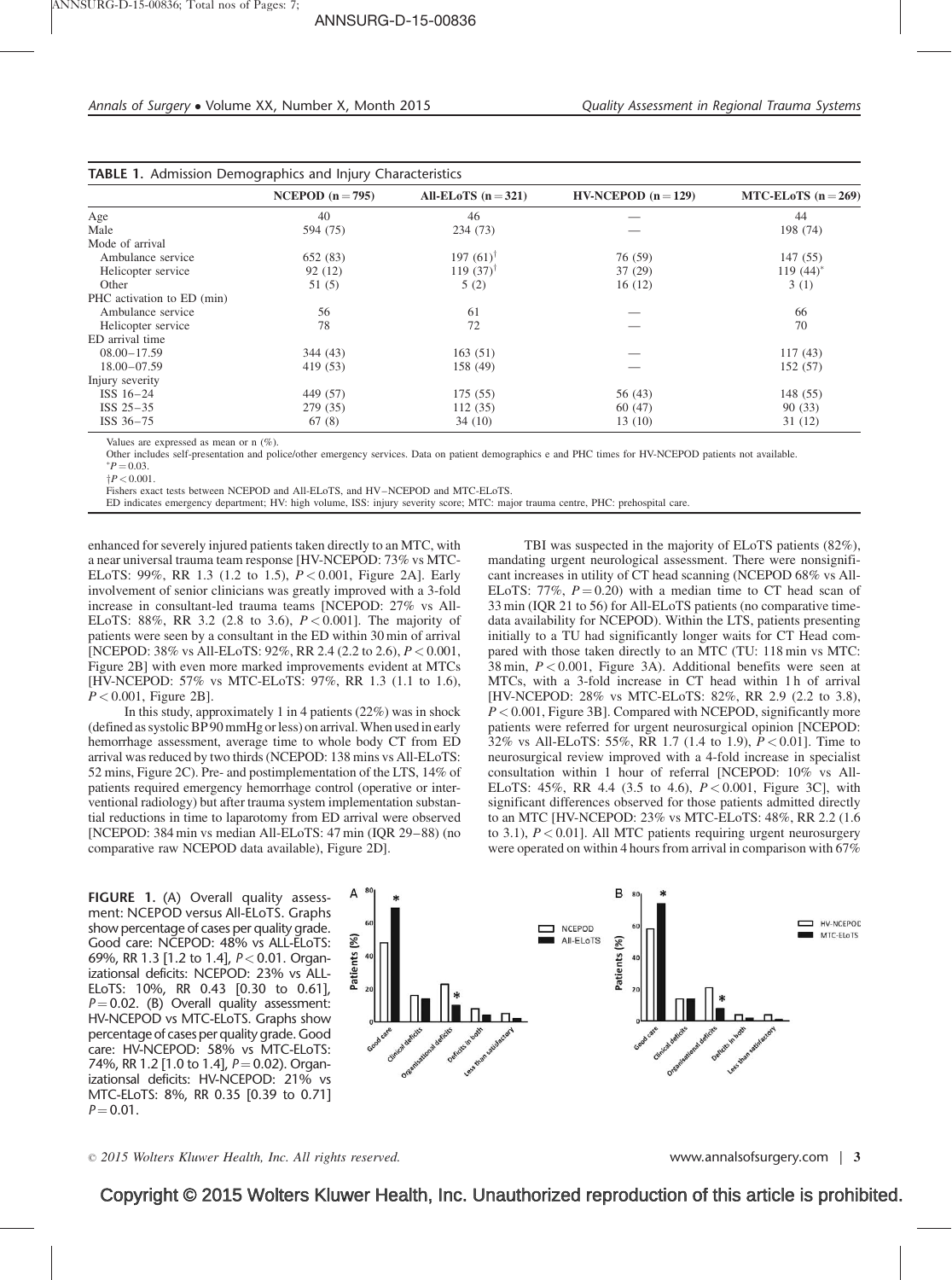**TABLE 1.** Admission Demographics and Injury Characteristics

| | NCEPOD (n = 795) | All-ELoTS (n = 321) | HV-NCEPOD (n = 129) | MTC-ELoTS (n = 269) |
|---|---|---|---|---|
| Age | 40 | 46 | — | 44 |
| Male | 594 (75) | 234 (73) | — | 198 (74) |
| Mode of arrival | | | | |
| Ambulance service | 652 (83) | 197 (61)[†] | 76 (59) | 147 (55) |
| Helicopter service | 92 (12) | 119 (37)[†] | 37 (29) | 119 (44)[*] |
| Other | 51 (5) | 5 (2) | 16 (12) | 3 (1) |
| PHC activation to ED (min) | | | | |
| Ambulance service | 56 | 61 | — | 66 |
| Helicopter service | 78 | 72 | — | 70 |
| ED arrival time | | | | |
| 08.00–17.59 | 344 (43) | 163 (51) | — | 117 (43) |
| 18.00–07.59 | 419 (53) | 158 (49) | — | 152 (57) |
| Injury severity | | | | |
| ISS 16–24 | 449 (57) | 175 (55) | 56 (43) | 148 (55) |
| ISS 25–35 | 279 (35) | 112 (35) | 60 (47) | 90 (33) |
| ISS 36–75 | 67 (8) | 34 (10) | 13 (10) | 31 (12) |

Values are expressed as mean or n (%).

Other includes self-presentation and police/other emergency services. Data on patient demographics e and PHC times for HV-NCEPOD patients not available.

$^{*}P = 0.03$.

$^{†}P < 0.001$.

Fishers exact tests between NCEPOD and All-ELoTS, and HV–NCEPOD and MTC-ELoTS.

ED indicates emergency department; HV: high volume, ISS: injury severity score; MTC: major trauma centre, PHC: prehospital care.

enhanced for severely injured patients taken directly to an MTC, with a near universal trauma team response [HV-NCEPOD: 73% vs MTC-ELoTS: 99%, RR 1.3 (1.2 to 1.5), $P < 0.001$, Figure 2A]. Early involvement of senior clinicians was greatly improved with a 3-fold increase in consultant-led trauma teams [NCEPOD: 27% vs All-ELoTS: 88%, RR 3.2 (2.8 to 3.6), $P < 0.001$]. The majority of patients were seen by a consultant in the ED within 30 min of arrival [NCEPOD: 38% vs All-ELoTS: 92%, RR 2.4 (2.2 to 2.6), $P < 0.001$, Figure 2B] with even more marked improvements evident at MTCs [HV-NCEPOD: 57% vs MTC-ELoTS: 97%, RR 1.3 (1.1 to 1.6), $P < 0.001$, Figure 2B].

In this study, approximately 1 in 4 patients (22%) was in shock (defined as systolic BP 90 mmHg or less) on arrival. When used in early hemorrhage assessment, average time to whole body CT from ED arrival was reduced by two thirds (NCEPOD: 138 mins vs All-ELoTS: 52 mins, Figure 2C). Pre- and postimplementation of the LTS, 14% of patients required emergency hemorrhage control (operative or interventional radiology) but after trauma system implementation substantial reductions in time to laparotomy from ED arrival were observed [NCEPOD: 384 min vs median All-ELoTS: 47 min (IQR 29–88) (no comparative raw NCEPOD data available), Figure 2D].

TBI was suspected in the majority of ELoTS patients (82%), mandating urgent neurological assessment. There were nonsignificant increases in utility of CT head scanning (NCEPOD 68% vs All-ELoTS: 77%, $P = 0.20$) with a median time to CT head scan of 33 min (IQR 21 to 56) for All-ELoTS patients (no comparative time-data availability for NCEPOD). Within the LTS, patients presenting initially to a TU had significantly longer waits for CT Head compared with those taken directly to an MTC (TU: 118 min vs MTC: 38 min, $P < 0.001$, Figure 3A). Additional benefits were seen at MTCs, with a 3-fold increase in CT head within 1 h of arrival [HV-NCEPOD: 28% vs MTC-ELoTS: 82%, RR 2.9 (2.2 to 3.8), $P < 0.001$, Figure 3B]. Compared with NCEPOD, significantly more patients were referred for urgent neurosurgical opinion [NCEPOD: 32% vs All-ELoTS: 55%, RR 1.7 (1.4 to 1.9), $P < 0.01$]. Time to neurosurgical review improved with a 4-fold increase in specialist consultation within 1 hour of referral [NCEPOD: 10% vs All-ELoTS: 45%, RR 4.4 (3.5 to 4.6), $P < 0.001$, Figure 3C], with significant differences observed for those patients admitted directly to an MTC [HV-NCEPOD: 23% vs MTC-ELoTS: 48%, RR 2.2 (1.6 to 3.1), $P < 0.01$]. All MTC patients requiring urgent neurosurgery were operated on within 4 hours from arrival in comparison with 67%

**FIGURE 1.** (A) Overall quality assessment: NCEPOD versus All-ELoTS. Graphs show percentage of cases per quality grade. Good care: NCEPOD: 48% vs ALL-ELoTS: 69%, RR 1.3 [1.2 to 1.4], $P < 0.01$. Organizational deficits: NCEPOD: 23% vs ALL-ELoTS: 10%, RR 0.43 [0.30 to 0.61], $P = 0.02$. (B) Overall quality assessment: HV-NCEPOD vs MTC-ELoTS. Graphs show percentage of cases per quality grade. Good care: HV-NCEPOD: 58% vs MTC-ELoTS: 74%, RR 1.2 [1.0 to 1.4], $P = 0.02$). Organizational deficits: HV-NCEPOD: 21% vs MTC-ELoTS: 8%, RR 0.35 [0.39 to 0.71] $P = 0.01$.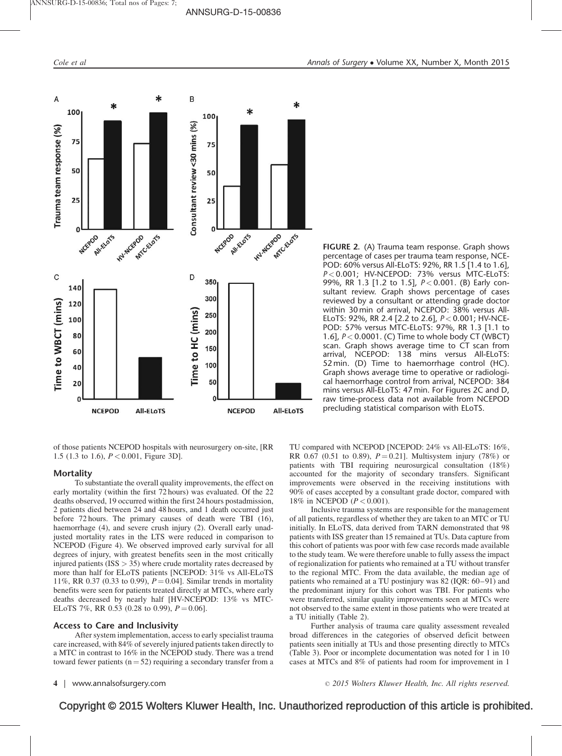FIGURE 2. (A) Trauma team response. Graph shows percentage of cases per trauma team response, NCEPOD: 60% versus All-ELoTS: 92%, RR 1.5 [1.4 to 1.6], $P < 0.001$; HV-NCEPOD: 73% versus MTC-ELoTS: 99%, RR 1.3 [1.2 to 1.5], $P < 0.001$. (B) Early consultant review. Graph shows percentage of cases reviewed by a consultant or attending grade doctor within 30 min of arrival, NCEPOD: 38% versus All-ELoTS: 92%, RR 2.4 [2.2 to 2.6], $P < 0.001$; HV-NCEPOD: 57% versus MTC-ELoTS: 97%, RR 1.3 [1.1 to 1.6], $P < 0.0001$. (C) Time to whole body CT (WBCT) scan. Graph shows average time to CT scan from arrival, NCEPOD: 138 mins versus All-ELoTS: 52 min. (D) Time to haemorrhage control (HC). Graph shows average time to operative or radiological haemorrhage control from arrival, NCEPOD: 384 mins versus All-ELoTS: 47 min. For Figures 2C and D, raw time-process data not available from NCEPOD precluding statistical comparison with ELoTS.

of those patients NCEPOD hospitals with neurosurgery on-site, [RR 1.5 (1.3 to 1.6), $P < 0.001$, Figure 3D].

### Mortality

To substantiate the overall quality improvements, the effect on early mortality (within the first 72 hours) was evaluated. Of the 22 deaths observed, 19 occurred within the first 24 hours postadmission, 2 patients died between 24 and 48 hours, and 1 death occurred just before 72 hours. The primary causes of death were TBI (16), haemorrhage (4), and severe crush injury (2). Overall early unadjusted mortality rates in the LTS were reduced in comparison to NCEPOD (Figure 4). We observed improved early survival for all degrees of injury, with greatest benefits seen in the most critically injured patients (ISS > 35) where crude mortality rates decreased by more than half for ELoTS patients [NCEPOD: 31% vs All-ELoTS 11%, RR 0.37 (0.33 to 0.99), $P = 0.04$]. Similar trends in mortality benefits were seen for patients treated directly at MTCs, where early deaths decreased by nearly half [HV-NCEPOD: 13% vs MTC-ELoTS 7%, RR 0.53 (0.28 to 0.99), $P = 0.06$].

### Access to Care and Inclusivity

After system implementation, access to early specialist trauma care increased, with 84% of severely injured patients taken directly to a MTC in contrast to 16% in the NCEPOD study. There was a trend toward fewer patients ($n = 52$) requiring a secondary transfer from a TU compared with NCEPOD [NCEPOD: 24% vs All-ELoTS: 16%, RR 0.67 (0.51 to 0.89), $P = 0.21$]. Multisystem injury (78%) or patients with TBI requiring neurosurgical consultation (18%) accounted for the majority of secondary transfers. Significant improvements were observed in the receiving institutions with 90% of cases accepted by a consultant grade doctor, compared with 18% in NCEPOD ($P < 0.001$).

Inclusive trauma systems are responsible for the management of all patients, regardless of whether they are taken to an MTC or TU initially. In ELoTS, data derived from TARN demonstrated that 98 patients with ISS greater than 15 remained at TUs. Data capture from this cohort of patients was poor with few case records made available to the study team. We were therefore unable to fully assess the impact of regionalization for patients who remained at a TU without transfer to the regional MTC. From the data available, the median age of patients who remained at a TU postinjury was 82 (IQR: 60–91) and the predominant injury for this cohort was TBI. For patients who were transferred, similar quality improvements seen at MTCs were not observed to the same extent in those patients who were treated at a TU initially (Table 2).

Further analysis of trauma care quality assessment revealed broad differences in the categories of observed deficit between patients seen initially at TUs and those presenting directly to MTCs (Table 3). Poor or incomplete documentation was noted for 1 in 10 cases at MTCs and 8% of patients had room for improvement in 1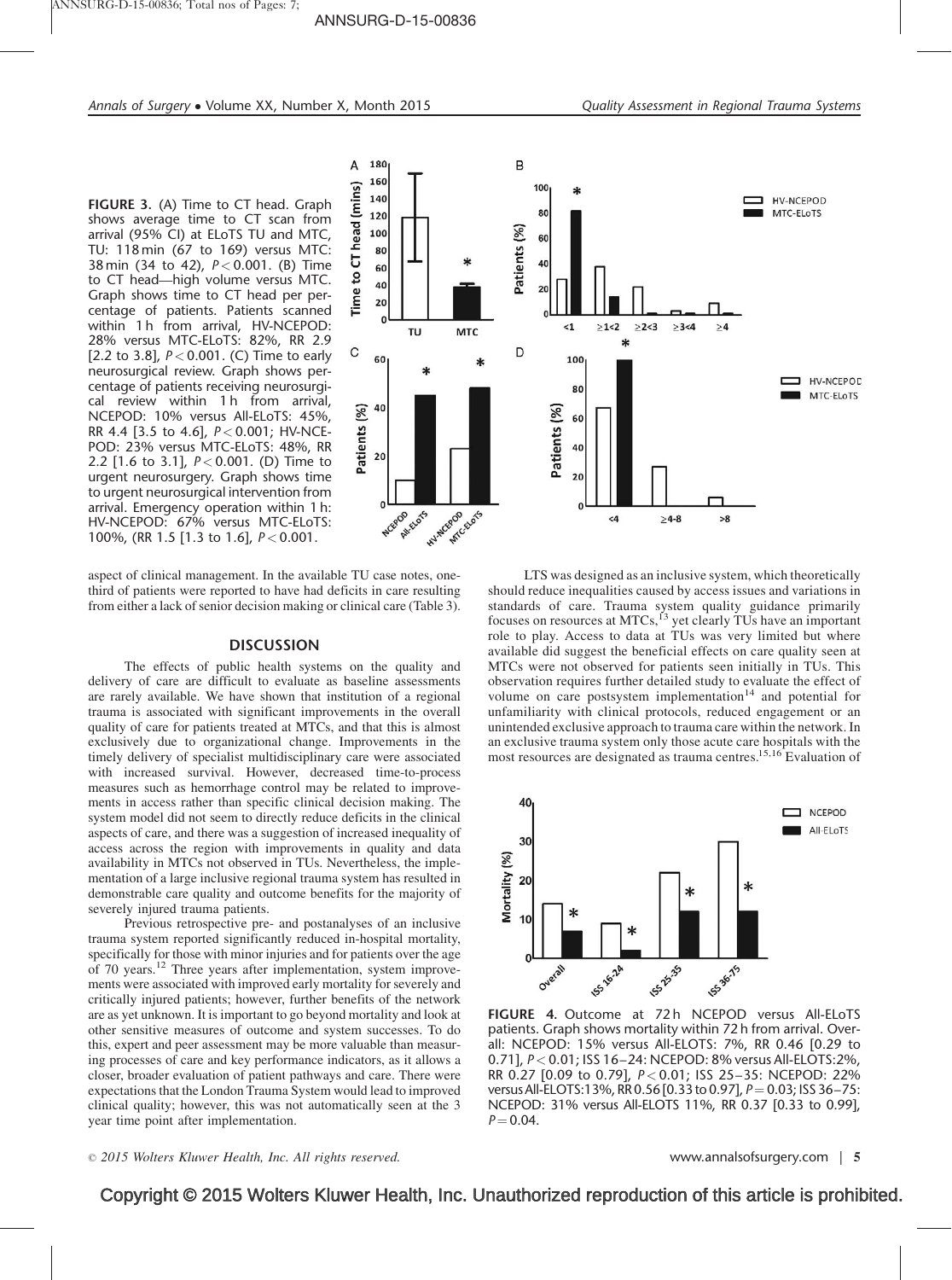FIGURE 3. (A) Time to CT head. Graph shows average time to CT scan from arrival (95% CI) at ELoTS TU and MTC, TU: 118 min (67 to 169) versus MTC: 38 min (34 to 42), $P < 0.001$. (B) Time to CT head—high volume versus MTC. Graph shows time to CT head per percentage of patients. Patients scanned within 1 h from arrival, HV-NCEPOD: 28% versus MTC-ELoTS: 82%, RR 2.9 [2.2 to 3.8], $P < 0.001$. (C) Time to early neurosurgical review. Graph shows percentage of patients receiving neurosurgical review within 1 h from arrival, NCEPOD: 10% versus All-ELoTS: 45%, RR 4.4 [3.5 to 4.6], $P < 0.001$; HV-NCEPOD: 23% versus MTC-ELoTS: 48%, RR 2.2 [1.6 to 3.1], $P < 0.001$. (D) Time to urgent neurosurgery. Graph shows time to urgent neurosurgical intervention from arrival. Emergency operation within 1 h: HV-NCEPOD: 67% versus MTC-ELoTS: 100%, (RR 1.5 [1.3 to 1.6], $P < 0.001$.

A
Time to CT head (mins)
180
160
140
120
100
80
60
40
20
0
*
TU
MTC

B
HV-NCEPOD
MTC-ELoTS
Patients (%)
100
80
60
40
20
0
*
<1
≥1<2
≥2<3
≥3<4
≥4

C
Patients (%)
60
40
20
0
*
*
NCEPOD
All-ELoTS
HV-NCEPOD
MTC-ELoTS

D
HV-NCEPOD
MTC-ELoTS
Patients (%)
100
80
60
40
20
0
*
<4
≥4-8
>8

aspect of clinical management. In the available TU case notes, one-third of patients were reported to have had deficits in care resulting from either a lack of senior decision making or clinical care (Table 3).

## DISCUSSION

The effects of public health systems on the quality and delivery of care are difficult to evaluate as baseline assessments are rarely available. We have shown that institution of a regional trauma is associated with significant improvements in the overall quality of care for patients treated at MTCs, and that this is almost exclusively due to organizational change. Improvements in the timely delivery of specialist multidisciplinary care were associated with increased survival. However, decreased time-to-process measures such as hemorrhage control may be related to improvements in access rather than specific clinical decision making. The system model did not seem to directly reduce deficits in the clinical aspects of care, and there was a suggestion of increased inequality of access across the region with improvements in quality and data availability in MTCs not observed in TUs. Nevertheless, the implementation of a large inclusive regional trauma system has resulted in demonstrable care quality and outcome benefits for the majority of severely injured trauma patients.

Previous retrospective pre- and postanalyses of an inclusive trauma system reported significantly reduced in-hospital mortality, specifically for those with minor injuries and for patients over the age of 70 years.[12] Three years after implementation, system improvements were associated with improved early mortality for severely and critically injured patients; however, further benefits of the network are as yet unknown. It is important to go beyond mortality and look at other sensitive measures of outcome and system successes. To do this, expert and peer assessment may be more valuable than measuring processes of care and key performance indicators, as it allows a closer, broader evaluation of patient pathways and care. There were expectations that the London Trauma System would lead to improved clinical quality; however, this was not automatically seen at the 3 year time point after implementation.

LTS was designed as an inclusive system, which theoretically should reduce inequalities caused by access issues and variations in standards of care. Trauma system quality guidance primarily focuses on resources at MTCs,[13] yet clearly TUs have an important role to play. Access to data at TUs was very limited but where available did suggest the beneficial effects on care quality seen at MTCs were not observed for patients seen initially in TUs. This observation requires further detailed study to evaluate the effect of volume on care postsystem implementation[14] and potential for unfamiliarity with clinical protocols, reduced engagement or an unintended exclusive approach to trauma care within the network. In an exclusive trauma system only those acute care hospitals with the most resources are designated as trauma centres.[15,16] Evaluation of

NCEPOD
All-ELoTS
Mortality (%)
40
30
20
10
0
*
*
*
*
Overall
ISS 16-24
ISS 25-35
ISS 36-75

FIGURE 4. Outcome at 72 h NCEPOD versus All-ELoTS patients. Graph shows mortality within 72 h from arrival. Overall: NCEPOD: 15% versus All-ELOTS: 7%, RR 0.46 [0.29 to 0.71], $P < 0.01$; ISS 16–24: NCEPOD: 8% versus All-ELOTS: 2%, RR 0.27 [0.09 to 0.79], $P < 0.01$; ISS 25–35: NCEPOD: 22% versus All-ELOTS: 13%, RR 0.56 [0.33 to 0.97], $P = 0.03$; ISS 36–75: NCEPOD: 31% versus All-ELOTS 11%, RR 0.37 [0.33 to 0.99], $P = 0.04$.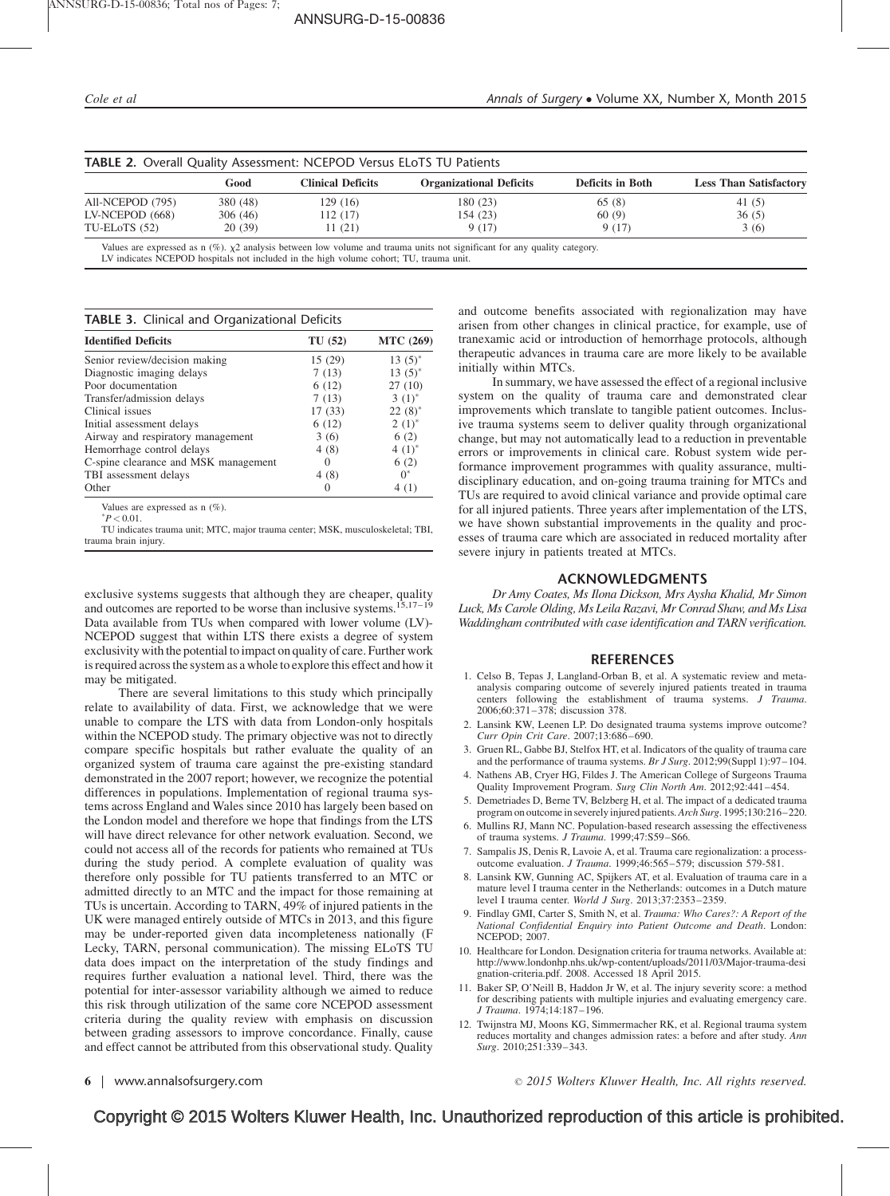**TABLE 2.** Overall Quality Assessment: NCEPOD Versus ELoTS TU Patients

| | Good | Clinical Deficits | Organizational Deficits | Deficits in Both | Less Than Satisfactory |
|---|---|---|---|---|---|
| All-NCEPOD (795) | 380 (48) | 129 (16) | 180 (23) | 65 (8) | 41 (5) |
| LV-NCEPOD (668) | 306 (46) | 112 (17) | 154 (23) | 60 (9) | 36 (5) |
| TU-ELoTS (52) | 20 (39) | 11 (21) | 9 (17) | 9 (17) | 3 (6) |

Values are expressed as n (%). $\chi2$ analysis between low volume and trauma units not significant for any quality category.
LV indicates NCEPOD hospitals not included in the high volume cohort; TU, trauma unit.

**TABLE 3.** Clinical and Organizational Deficits

| Identified Deficits | TU (52) | MTC (269) |
|---|---|---|
| Senior review/decision making | 15 (29) | 13 (5)* |
| Diagnostic imaging delays | 7 (13) | 13 (5)* |
| Poor documentation | 6 (12) | 27 (10) |
| Transfer/admission delays | 7 (13) | 3 (1)* |
| Clinical issues | 17 (33) | 22 (8)* |
| Initial assessment delays | 6 (12) | 2 (1)* |
| Airway and respiratory management | 3 (6) | 6 (2) |
| Hemorrhage control delays | 4 (8) | 4 (1)* |
| C-spine clearance and MSK management | 0 | 6 (2) |
| TBI assessment delays | 4 (8) | 0* |
| Other | 0 | 4 (1) |

Values are expressed as n (%).
*$P < 0.01$.
TU indicates trauma unit; MTC, major trauma center; MSK, musculoskeletal; TBI, trauma brain injury.

exclusive systems suggests that although they are cheaper, quality and outcomes are reported to be worse than inclusive systems.[15,17–19] Data available from TUs when compared with lower volume (LV)-NCEPOD suggest that within LTS there exists a degree of system exclusivity with the potential to impact on quality of care. Further work is required across the system as a whole to explore this effect and how it may be mitigated.

There are several limitations to this study which principally relate to availability of data. First, we acknowledge that we were unable to compare the LTS with data from London-only hospitals within the NCEPOD study. The primary objective was not to directly compare specific hospitals but rather evaluate the quality of an organized system of trauma care against the pre-existing standard demonstrated in the 2007 report; however, we recognize the potential differences in populations. Implementation of regional trauma systems across England and Wales since 2010 has largely been based on the London model and therefore we hope that findings from the LTS will have direct relevance for other network evaluation. Second, we could not access all of the records for patients who remained at TUs during the study period. A complete evaluation of quality was therefore only possible for TU patients transferred to an MTC or admitted directly to an MTC and the impact for those remaining at TUs is uncertain. According to TARN, 49% of injured patients in the UK were managed entirely outside of MTCs in 2013, and this figure may be under-reported given data incompleteness nationally (F Lecky, TARN, personal communication). The missing ELoTS TU data does impact on the interpretation of the study findings and requires further evaluation a national level. Third, there was the potential for inter-assessor variability although we aimed to reduce this risk through utilization of the same core NCEPOD assessment criteria during the quality review with emphasis on discussion between grading assessors to improve concordance. Finally, cause and effect cannot be attributed from this observational study. Quality and outcome benefits associated with regionalization may have arisen from other changes in clinical practice, for example, use of tranexamic acid or introduction of hemorrhage protocols, although therapeutic advances in trauma care are more likely to be available initially within MTCs.

In summary, we have assessed the effect of a regional inclusive system on the quality of trauma care and demonstrated clear improvements which translate to tangible patient outcomes. Inclusive trauma systems seem to deliver quality through organizational change, but may not automatically lead to a reduction in preventable errors or improvements in clinical care. Robust system wide performance improvement programmes with quality assurance, multidisciplinary education, and on-going trauma training for MTCs and TUs are required to avoid clinical variance and provide optimal care for all injured patients. Three years after implementation of the LTS, we have shown substantial improvements in the quality and processes of trauma care which are associated in reduced mortality after severe injury in patients treated at MTCs.

## ACKNOWLEDGMENTS

*Dr Amy Coates, Ms Ilona Dickson, Mrs Aysha Khalid, Mr Simon Luck, Ms Carole Olding, Ms Leila Razavi, Mr Conrad Shaw, and Ms Lisa Waddingham contributed with case identification and TARN verification.*

## REFERENCES

1. Celso B, Tepas J, Langland-Orban B, et al. A systematic review and meta-analysis comparing outcome of severely injured patients treated in trauma centers following the establishment of trauma systems. *J Trauma*. 2006;60:371–378; discussion 378.
2. Lansink KW, Leenen LP. Do designated trauma systems improve outcome? *Curr Opin Crit Care*. 2007;13:686–690.
3. Gruen RL, Gabbe BJ, Stelfox HT, et al. Indicators of the quality of trauma care and the performance of trauma systems. *Br J Surg*. 2012;99(Suppl 1):97–104.
4. Nathens AB, Cryer HG, Fildes J. The American College of Surgeons Trauma Quality Improvement Program. *Surg Clin North Am*. 2012;92:441–454.
5. Demetriades D, Berne TV, Belzberg H, et al. The impact of a dedicated trauma program on outcome in severely injured patients. *Arch Surg*. 1995;130:216–220.
6. Mullins RJ, Mann NC. Population-based research assessing the effectiveness of trauma systems. *J Trauma*. 1999;47:S59–S66.
7. Sampalis JS, Denis R, Lavoie A, et al. Trauma care regionalization: a process-outcome evaluation. *J Trauma*. 1999;46:565–579; discussion 579-581.
8. Lansink KW, Gunning AC, Spijkers AT, et al. Evaluation of trauma care in a mature level I trauma center in the Netherlands: outcomes in a Dutch mature level I trauma center. *World J Surg*. 2013;37:2353–2359.
9. Findlay GMI, Carter S, Smith N, et al. *Trauma: Who Cares?: A Report of the National Confidential Enquiry into Patient Outcome and Death*. London: NCEPOD; 2007.
10. Healthcare for London. Designation criteria for trauma networks. Available at: http://www.londonhp.nhs.uk/wp-content/uploads/2011/03/Major-trauma-designation-criteria.pdf. 2008. Accessed 18 April 2015.
11. Baker SP, O'Neill B, Haddon Jr W, et al. The injury severity score: a method for describing patients with multiple injuries and evaluating emergency care. *J Trauma*. 1974;14:187–196.
12. Twijnstra MJ, Moons KG, Simmermacher RK, et al. Regional trauma system reduces mortality and changes admission rates: a before and after study. *Ann Surg*. 2010;251:339–343.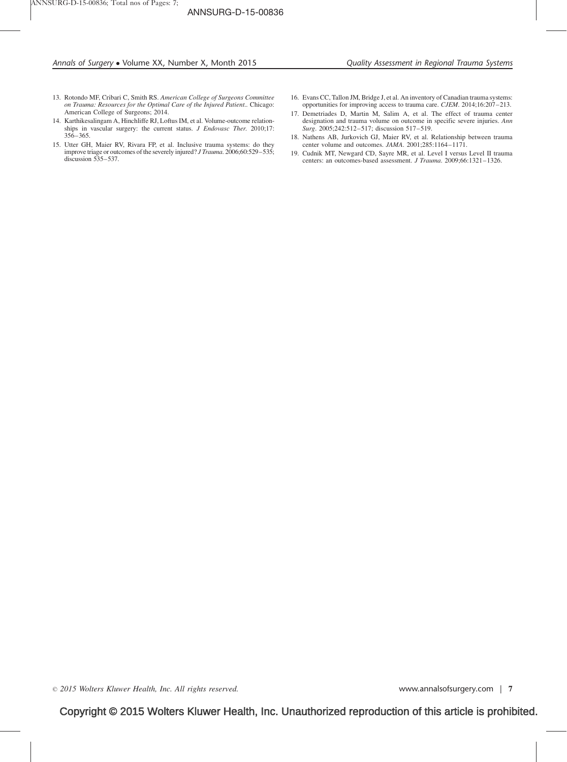13. Rotondo MF, Cribari C, Smith RS. *American College of Surgeons Committee on Trauma: Resources for the Optimal Care of the Injured Patient.*. Chicago: American College of Surgeons; 2014.
14. Karthikesalingam A, Hinchliffe RJ, Loftus IM, et al. Volume-outcome relationships in vascular surgery: the current status. *J Endovasc Ther.* 2010;17: 356–365.
15. Utter GH, Maier RV, Rivara FP, et al. Inclusive trauma systems: do they improve triage or outcomes of the severely injured? *J Trauma*. 2006;60:529–535; discussion 535–537.
16. Evans CC, Tallon JM, Bridge J, et al. An inventory of Canadian trauma systems: opportunities for improving access to trauma care. *CJEM*. 2014;16:207–213.
17. Demetriades D, Martin M, Salim A, et al. The effect of trauma center designation and trauma volume on outcome in specific severe injuries. *Ann Surg*. 2005;242:512–517; discussion 517–519.
18. Nathens AB, Jurkovich GJ, Maier RV, et al. Relationship between trauma center volume and outcomes. *JAMA*. 2001;285:1164–1171.
19. Cudnik MT, Newgard CD, Sayre MR, et al. Level I versus Level II trauma centers: an outcomes-based assessment. *J Trauma*. 2009;66:1321–1326.

© 2015 Wolters Kluwer Health, Inc. All rights reserved.

Copyright © 2015 Wolters Kluwer Health, Inc. Unauthorized reproduction of this article is prohibited.